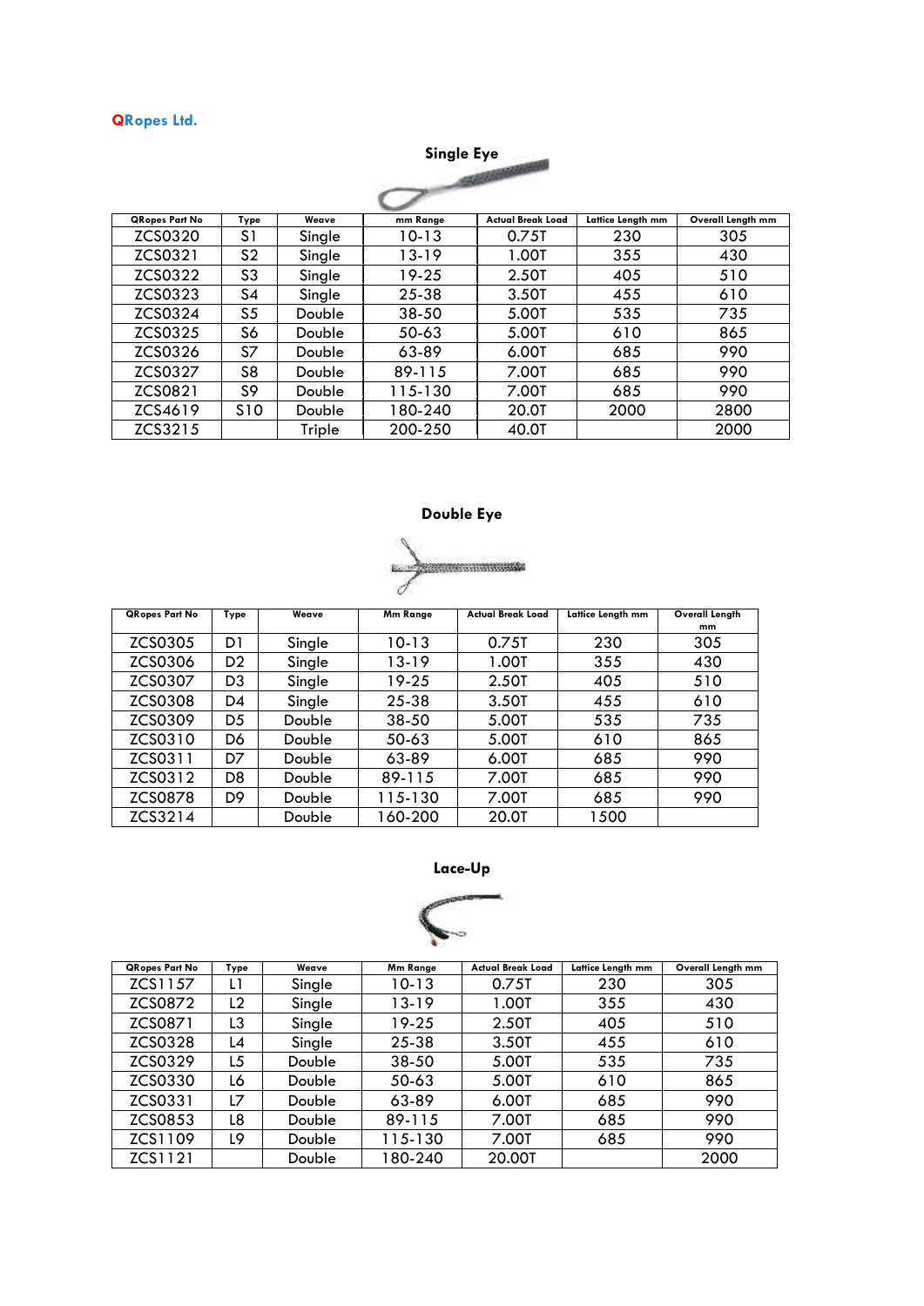**QRopes Ltd.**

## Single Eye

| QRopes Part No | Type | Weave | mm Range | Actual Break Load | Lattice Length mm | Overall Length mm |
|---|---|---|---|---|---|---|
| ZCS0320 | S1 | Single | 10-13 | 0.75T | 230 | 305 |
| ZCS0321 | S2 | Single | 13-19 | 1.00T | 355 | 430 |
| ZCS0322 | S3 | Single | 19-25 | 2.50T | 405 | 510 |
| ZCS0323 | S4 | Single | 25-38 | 3.50T | 455 | 610 |
| ZCS0324 | S5 | Double | 38-50 | 5.00T | 535 | 735 |
| ZCS0325 | S6 | Double | 50-63 | 5.00T | 610 | 865 |
| ZCS0326 | S7 | Double | 63-89 | 6.00T | 685 | 990 |
| ZCS0327 | S8 | Double | 89-115 | 7.00T | 685 | 990 |
| ZCS0821 | S9 | Double | 115-130 | 7.00T | 685 | 990 |
| ZCS4619 | S10 | Double | 180-240 | 20.0T | 2000 | 2800 |
| ZCS3215 | | Triple | 200-250 | 40.0T | | 2000 |

## Double Eye

| QRopes Part No | Type | Weave | Mm Range | Actual Break Load | Lattice Length mm | Overall Length mm |
|---|---|---|---|---|---|---|
| ZCS0305 | D1 | Single | 10-13 | 0.75T | 230 | 305 |
| ZCS0306 | D2 | Single | 13-19 | 1.00T | 355 | 430 |
| ZCS0307 | D3 | Single | 19-25 | 2.50T | 405 | 510 |
| ZCS0308 | D4 | Single | 25-38 | 3.50T | 455 | 610 |
| ZCS0309 | D5 | Double | 38-50 | 5.00T | 535 | 735 |
| ZCS0310 | D6 | Double | 50-63 | 5.00T | 610 | 865 |
| ZCS0311 | D7 | Double | 63-89 | 6.00T | 685 | 990 |
| ZCS0312 | D8 | Double | 89-115 | 7.00T | 685 | 990 |
| ZCS0878 | D9 | Double | 115-130 | 7.00T | 685 | 990 |
| ZCS3214 | | Double | 160-200 | 20.0T | 1500 | |

## Lace-Up

| QRopes Part No | Type | Weave | Mm Range | Actual Break Load | Lattice Length mm | Overall Length mm |
|---|---|---|---|---|---|---|
| ZCS1157 | L1 | Single | 10-13 | 0.75T | 230 | 305 |
| ZCS0872 | L2 | Single | 13-19 | 1.00T | 355 | 430 |
| ZCS0871 | L3 | Single | 19-25 | 2.50T | 405 | 510 |
| ZCS0328 | L4 | Single | 25-38 | 3.50T | 455 | 610 |
| ZCS0329 | L5 | Double | 38-50 | 5.00T | 535 | 735 |
| ZCS0330 | L6 | Double | 50-63 | 5.00T | 610 | 865 |
| ZCS0331 | L7 | Double | 63-89 | 6.00T | 685 | 990 |
| ZCS0853 | L8 | Double | 89-115 | 7.00T | 685 | 990 |
| ZCS1109 | L9 | Double | 115-130 | 7.00T | 685 | 990 |
| ZCS1121 | | Double | 180-240 | 20.00T | | 2000 |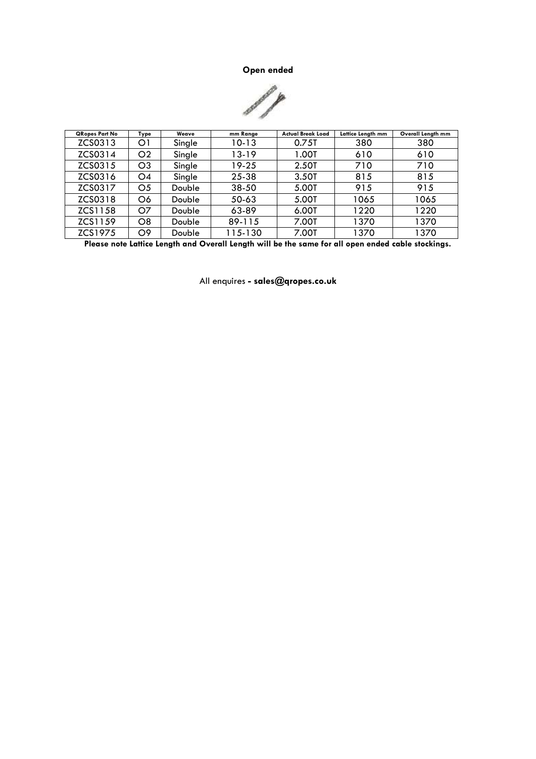**Open ended**

| QRopes Part No | Type | Weave | mm Range | Actual Break Load | Lattice Length mm | Overall Length mm |
|---|---|---|---|---|---|---|
| ZCS0313 | O1 | Single | 10-13 | 0.75T | 380 | 380 |
| ZCS0314 | O2 | Single | 13-19 | 1.00T | 610 | 610 |
| ZCS0315 | O3 | Single | 19-25 | 2.50T | 710 | 710 |
| ZCS0316 | O4 | Single | 25-38 | 3.50T | 815 | 815 |
| ZCS0317 | O5 | Double | 38-50 | 5.00T | 915 | 915 |
| ZCS0318 | O6 | Double | 50-63 | 5.00T | 1065 | 1065 |
| ZCS1158 | O7 | Double | 63-89 | 6.00T | 1220 | 1220 |
| ZCS1159 | O8 | Double | 89-115 | 7.00T | 1370 | 1370 |
| ZCS1975 | O9 | Double | 115-130 | 7.00T | 1370 | 1370 |

**Please note Lattice Length and Overall Length will be the same for all open ended cable stockings.**

All enquires **- sales@qropes.co.uk**